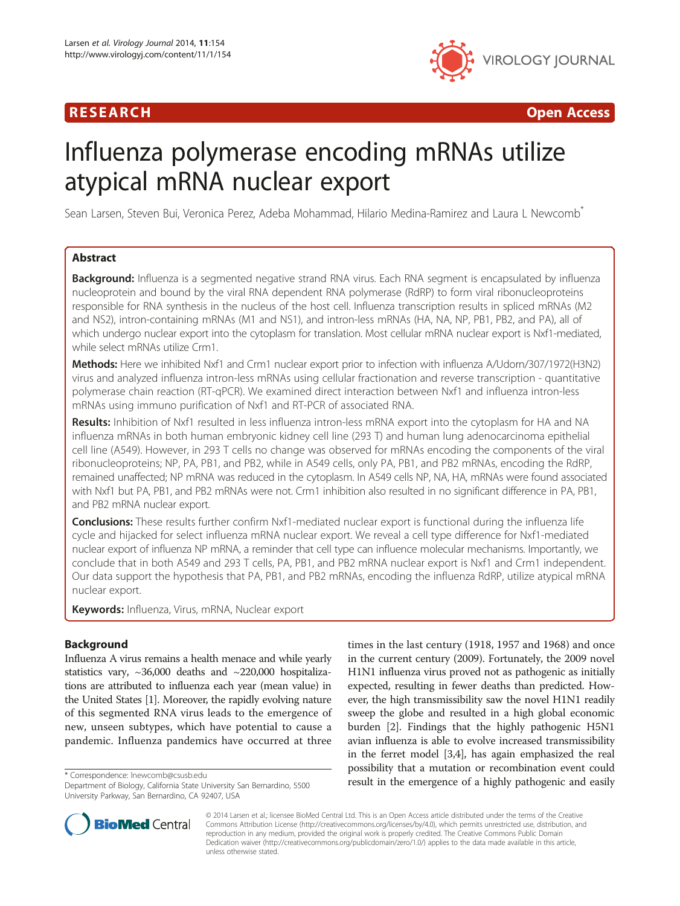RESEARCH **Open Access**

# Influenza polymerase encoding mRNAs utilize atypical mRNA nuclear export

Sean Larsen, Steven Bui, Veronica Perez, Adeba Mohammad, Hilario Medina-Ramirez and Laura L Newcomb*

## Abstract

**Background:** Influenza is a segmented negative strand RNA virus. Each RNA segment is encapsulated by influenza nucleoprotein and bound by the viral RNA dependent RNA polymerase (RdRP) to form viral ribonucleoproteins responsible for RNA synthesis in the nucleus of the host cell. Influenza transcription results in spliced mRNAs (M2 and NS2), intron-containing mRNAs (M1 and NS1), and intron-less mRNAs (HA, NA, NP, PB1, PB2, and PA), all of which undergo nuclear export into the cytoplasm for translation. Most cellular mRNA nuclear export is Nxf1-mediated, while select mRNAs utilize Crm1.

**Methods:** Here we inhibited Nxf1 and Crm1 nuclear export prior to infection with influenza A/Udorn/307/1972(H3N2) virus and analyzed influenza intron-less mRNAs using cellular fractionation and reverse transcription - quantitative polymerase chain reaction (RT-qPCR). We examined direct interaction between Nxf1 and influenza intron-less mRNAs using immuno purification of Nxf1 and RT-PCR of associated RNA.

**Results:** Inhibition of Nxf1 resulted in less influenza intron-less mRNA export into the cytoplasm for HA and NA influenza mRNAs in both human embryonic kidney cell line (293 T) and human lung adenocarcinoma epithelial cell line (A549). However, in 293 T cells no change was observed for mRNAs encoding the components of the viral ribonucleoproteins; NP, PA, PB1, and PB2, while in A549 cells, only PA, PB1, and PB2 mRNAs, encoding the RdRP, remained unaffected; NP mRNA was reduced in the cytoplasm. In A549 cells NP, NA, HA, mRNAs were found associated with Nxf1 but PA, PB1, and PB2 mRNAs were not. Crm1 inhibition also resulted in no significant difference in PA, PB1, and PB2 mRNA nuclear export.

**Conclusions:** These results further confirm Nxf1-mediated nuclear export is functional during the influenza life cycle and hijacked for select influenza mRNA nuclear export. We reveal a cell type difference for Nxf1-mediated nuclear export of influenza NP mRNA, a reminder that cell type can influence molecular mechanisms. Importantly, we conclude that in both A549 and 293 T cells, PA, PB1, and PB2 mRNA nuclear export is Nxf1 and Crm1 independent. Our data support the hypothesis that PA, PB1, and PB2 mRNAs, encoding the influenza RdRP, utilize atypical mRNA nuclear export.

**Keywords:** Influenza, Virus, mRNA, Nuclear export

## Background

Influenza A virus remains a health menace and while yearly statistics vary, ~36,000 deaths and ~220,000 hospitalizations are attributed to influenza each year (mean value) in the United States [1]. Moreover, the rapidly evolving nature of this segmented RNA virus leads to the emergence of new, unseen subtypes, which have potential to cause a pandemic. Influenza pandemics have occurred at three times in the last century (1918, 1957 and 1968) and once in the current century (2009). Fortunately, the 2009 novel H1N1 influenza virus proved not as pathogenic as initially expected, resulting in fewer deaths than predicted. However, the high transmissibility saw the novel H1N1 readily sweep the globe and resulted in a high global economic burden [2]. Findings that the highly pathogenic H5N1 avian influenza is able to evolve increased transmissibility in the ferret model [3,4], has again emphasized the real possibility that a mutation or recombination event could result in the emergence of a highly pathogenic and easily

\* Correspondence: lnewcomb@csusb.edu
Department of Biology, California State University San Bernardino, 5500 University Parkway, San Bernardino, CA 92407, USA

© 2014 Larsen et al.; licensee BioMed Central Ltd. This is an Open Access article distributed under the terms of the Creative Commons Attribution License (http://creativecommons.org/licenses/by/4.0), which permits unrestricted use, distribution, and reproduction in any medium, provided the original work is properly credited. The Creative Commons Public Domain Dedication waiver (http://creativecommons.org/publicdomain/zero/1.0/) applies to the data made available in this article, unless otherwise stated.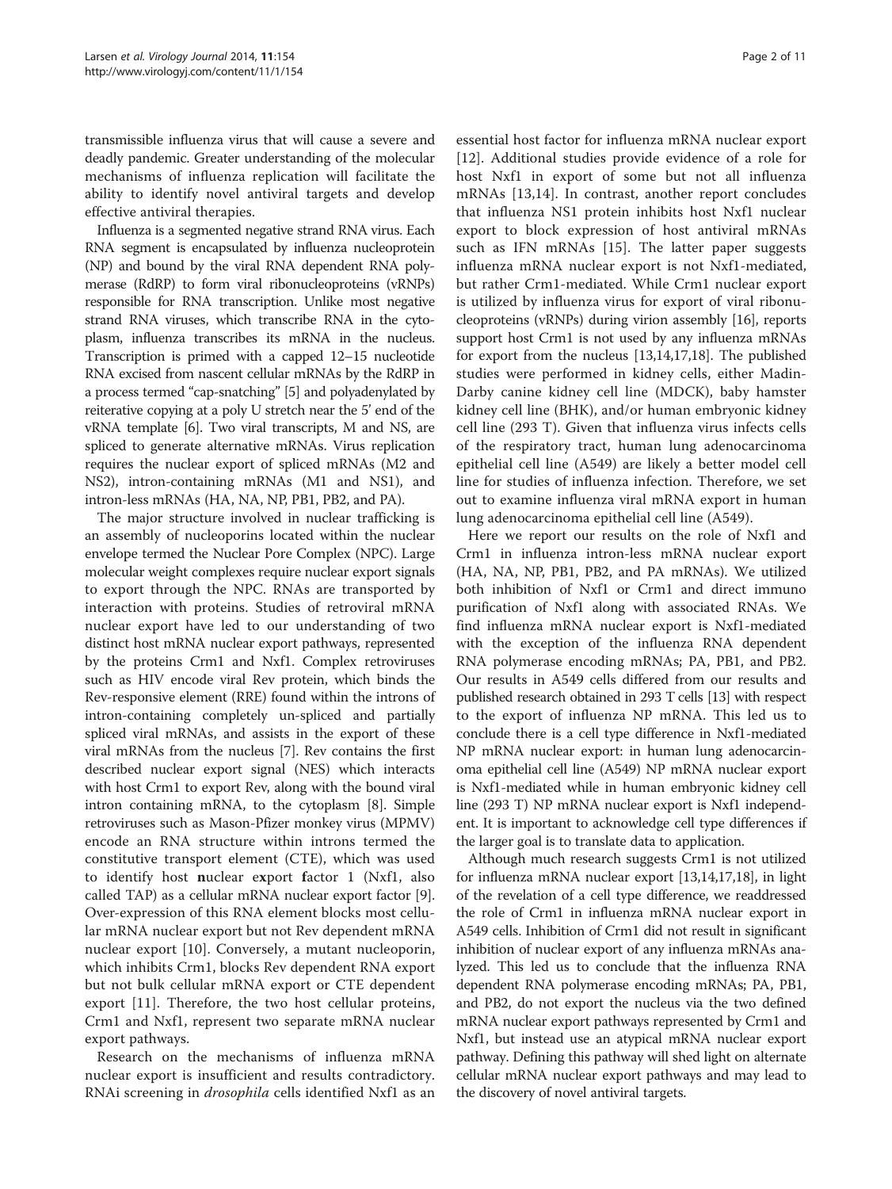transmissible influenza virus that will cause a severe and deadly pandemic. Greater understanding of the molecular mechanisms of influenza replication will facilitate the ability to identify novel antiviral targets and develop effective antiviral therapies.

Influenza is a segmented negative strand RNA virus. Each RNA segment is encapsulated by influenza nucleoprotein (NP) and bound by the viral RNA dependent RNA polymerase (RdRP) to form viral ribonucleoproteins (vRNPs) responsible for RNA transcription. Unlike most negative strand RNA viruses, which transcribe RNA in the cytoplasm, influenza transcribes its mRNA in the nucleus. Transcription is primed with a capped 12–15 nucleotide RNA excised from nascent cellular mRNAs by the RdRP in a process termed "cap-snatching" [5] and polyadenylated by reiterative copying at a poly U stretch near the 5' end of the vRNA template [6]. Two viral transcripts, M and NS, are spliced to generate alternative mRNAs. Virus replication requires the nuclear export of spliced mRNAs (M2 and NS2), intron-containing mRNAs (M1 and NS1), and intron-less mRNAs (HA, NA, NP, PB1, PB2, and PA).

The major structure involved in nuclear trafficking is an assembly of nucleoporins located within the nuclear envelope termed the Nuclear Pore Complex (NPC). Large molecular weight complexes require nuclear export signals to export through the NPC. RNAs are transported by interaction with proteins. Studies of retroviral mRNA nuclear export have led to our understanding of two distinct host mRNA nuclear export pathways, represented by the proteins Crm1 and Nxf1. Complex retroviruses such as HIV encode viral Rev protein, which binds the Rev-responsive element (RRE) found within the introns of intron-containing completely un-spliced and partially spliced viral mRNAs, and assists in the export of these viral mRNAs from the nucleus [7]. Rev contains the first described nuclear export signal (NES) which interacts with host Crm1 to export Rev, along with the bound viral intron containing mRNA, to the cytoplasm [8]. Simple retroviruses such as Mason-Pfizer monkey virus (MPMV) encode an RNA structure within introns termed the constitutive transport element (CTE), which was used to identify host **n**uclear e**x**port **f**actor 1 (Nxf1, also called TAP) as a cellular mRNA nuclear export factor [9]. Over-expression of this RNA element blocks most cellular mRNA nuclear export but not Rev dependent mRNA nuclear export [10]. Conversely, a mutant nucleoporin, which inhibits Crm1, blocks Rev dependent RNA export but not bulk cellular mRNA export or CTE dependent export [11]. Therefore, the two host cellular proteins, Crm1 and Nxf1, represent two separate mRNA nuclear export pathways.

Research on the mechanisms of influenza mRNA nuclear export is insufficient and results contradictory. RNAi screening in *drosophila* cells identified Nxf1 as an essential host factor for influenza mRNA nuclear export [12]. Additional studies provide evidence of a role for host Nxf1 in export of some but not all influenza mRNAs [13,14]. In contrast, another report concludes that influenza NS1 protein inhibits host Nxf1 nuclear export to block expression of host antiviral mRNAs such as IFN mRNAs [15]. The latter paper suggests influenza mRNA nuclear export is not Nxf1-mediated, but rather Crm1-mediated. While Crm1 nuclear export is utilized by influenza virus for export of viral ribonucleoproteins (vRNPs) during virion assembly [16], reports support host Crm1 is not used by any influenza mRNAs for export from the nucleus [13,14,17,18]. The published studies were performed in kidney cells, either Madin-Darby canine kidney cell line (MDCK), baby hamster kidney cell line (BHK), and/or human embryonic kidney cell line (293 T). Given that influenza virus infects cells of the respiratory tract, human lung adenocarcinoma epithelial cell line (A549) are likely a better model cell line for studies of influenza infection. Therefore, we set out to examine influenza viral mRNA export in human lung adenocarcinoma epithelial cell line (A549).

Here we report our results on the role of Nxf1 and Crm1 in influenza intron-less mRNA nuclear export (HA, NA, NP, PB1, PB2, and PA mRNAs). We utilized both inhibition of Nxf1 or Crm1 and direct immuno purification of Nxf1 along with associated RNAs. We find influenza mRNA nuclear export is Nxf1-mediated with the exception of the influenza RNA dependent RNA polymerase encoding mRNAs; PA, PB1, and PB2. Our results in A549 cells differed from our results and published research obtained in 293 T cells [13] with respect to the export of influenza NP mRNA. This led us to conclude there is a cell type difference in Nxf1-mediated NP mRNA nuclear export: in human lung adenocarcinoma epithelial cell line (A549) NP mRNA nuclear export is Nxf1-mediated while in human embryonic kidney cell line (293 T) NP mRNA nuclear export is Nxf1 independent. It is important to acknowledge cell type differences if the larger goal is to translate data to application.

Although much research suggests Crm1 is not utilized for influenza mRNA nuclear export [13,14,17,18], in light of the revelation of a cell type difference, we readdressed the role of Crm1 in influenza mRNA nuclear export in A549 cells. Inhibition of Crm1 did not result in significant inhibition of nuclear export of any influenza mRNAs analyzed. This led us to conclude that the influenza RNA dependent RNA polymerase encoding mRNAs; PA, PB1, and PB2, do not export the nucleus via the two defined mRNA nuclear export pathways represented by Crm1 and Nxf1, but instead use an atypical mRNA nuclear export pathway. Defining this pathway will shed light on alternate cellular mRNA nuclear export pathways and may lead to the discovery of novel antiviral targets.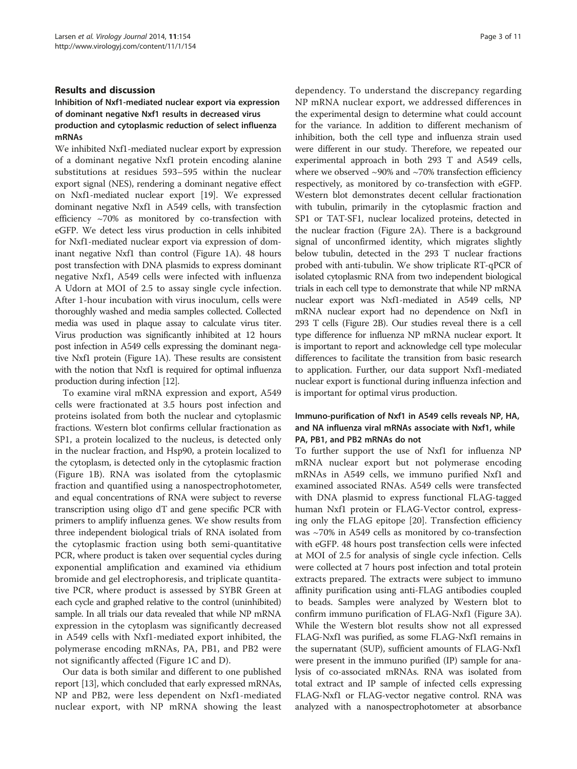## Results and discussion

### Inhibition of Nxf1-mediated nuclear export via expression of dominant negative Nxf1 results in decreased virus production and cytoplasmic reduction of select influenza mRNAs

We inhibited Nxf1-mediated nuclear export by expression of a dominant negative Nxf1 protein encoding alanine substitutions at residues 593–595 within the nuclear export signal (NES), rendering a dominant negative effect on Nxf1-mediated nuclear export [19]. We expressed dominant negative Nxf1 in A549 cells, with transfection efficiency ~70% as monitored by co-transfection with eGFP. We detect less virus production in cells inhibited for Nxf1-mediated nuclear export via expression of dominant negative Nxf1 than control (Figure 1A). 48 hours post transfection with DNA plasmids to express dominant negative Nxf1, A549 cells were infected with influenza A Udorn at MOI of 2.5 to assay single cycle infection. After 1-hour incubation with virus inoculum, cells were thoroughly washed and media samples collected. Collected media was used in plaque assay to calculate virus titer. Virus production was significantly inhibited at 12 hours post infection in A549 cells expressing the dominant negative Nxf1 protein (Figure 1A). These results are consistent with the notion that Nxf1 is required for optimal influenza production during infection [12].

To examine viral mRNA expression and export, A549 cells were fractionated at 3.5 hours post infection and proteins isolated from both the nuclear and cytoplasmic fractions. Western blot confirms cellular fractionation as SP1, a protein localized to the nucleus, is detected only in the nuclear fraction, and Hsp90, a protein localized to the cytoplasm, is detected only in the cytoplasmic fraction (Figure 1B). RNA was isolated from the cytoplasmic fraction and quantified using a nanospectrophotometer, and equal concentrations of RNA were subject to reverse transcription using oligo dT and gene specific PCR with primers to amplify influenza genes. We show results from three independent biological trials of RNA isolated from the cytoplasmic fraction using both semi-quantitative PCR, where product is taken over sequential cycles during exponential amplification and examined via ethidium bromide and gel electrophoresis, and triplicate quantitative PCR, where product is assessed by SYBR Green at each cycle and graphed relative to the control (uninhibited) sample. In all trials our data revealed that while NP mRNA expression in the cytoplasm was significantly decreased in A549 cells with Nxf1-mediated export inhibited, the polymerase encoding mRNAs, PA, PB1, and PB2 were not significantly affected (Figure 1C and D).

Our data is both similar and different to one published report [13], which concluded that early expressed mRNAs, NP and PB2, were less dependent on Nxf1-mediated nuclear export, with NP mRNA showing the least dependency. To understand the discrepancy regarding NP mRNA nuclear export, we addressed differences in the experimental design to determine what could account for the variance. In addition to different mechanism of inhibition, both the cell type and influenza strain used were different in our study. Therefore, we repeated our experimental approach in both 293 T and A549 cells, where we observed ~90% and ~70% transfection efficiency respectively, as monitored by co-transfection with eGFP. Western blot demonstrates decent cellular fractionation with tubulin, primarily in the cytoplasmic fraction and SP1 or TAT-SF1, nuclear localized proteins, detected in the nuclear fraction (Figure 2A). There is a background signal of unconfirmed identity, which migrates slightly below tubulin, detected in the 293 T nuclear fractions probed with anti-tubulin. We show triplicate RT-qPCR of isolated cytoplasmic RNA from two independent biological trials in each cell type to demonstrate that while NP mRNA nuclear export was Nxf1-mediated in A549 cells, NP mRNA nuclear export had no dependence on Nxf1 in 293 T cells (Figure 2B). Our studies reveal there is a cell type difference for influenza NP mRNA nuclear export. It is important to report and acknowledge cell type molecular differences to facilitate the transition from basic research to application. Further, our data support Nxf1-mediated nuclear export is functional during influenza infection and is important for optimal virus production.

### Immuno-purification of Nxf1 in A549 cells reveals NP, HA, and NA influenza viral mRNAs associate with Nxf1, while PA, PB1, and PB2 mRNAs do not

To further support the use of Nxf1 for influenza NP mRNA nuclear export but not polymerase encoding mRNAs in A549 cells, we immuno purified Nxf1 and examined associated RNAs. A549 cells were transfected with DNA plasmid to express functional FLAG-tagged human Nxf1 protein or FLAG-Vector control, expressing only the FLAG epitope [20]. Transfection efficiency was ~70% in A549 cells as monitored by co-transfection with eGFP. 48 hours post transfection cells were infected at MOI of 2.5 for analysis of single cycle infection. Cells were collected at 7 hours post infection and total protein extracts prepared. The extracts were subject to immuno affinity purification using anti-FLAG antibodies coupled to beads. Samples were analyzed by Western blot to confirm immuno purification of FLAG-Nxf1 (Figure 3A). While the Western blot results show not all expressed FLAG-Nxf1 was purified, as some FLAG-Nxf1 remains in the supernatant (SUP), sufficient amounts of FLAG-Nxf1 were present in the immuno purified (IP) sample for analysis of co-associated mRNAs. RNA was isolated from total extract and IP sample of infected cells expressing FLAG-Nxf1 or FLAG-vector negative control. RNA was analyzed with a nanospectrophotometer at absorbance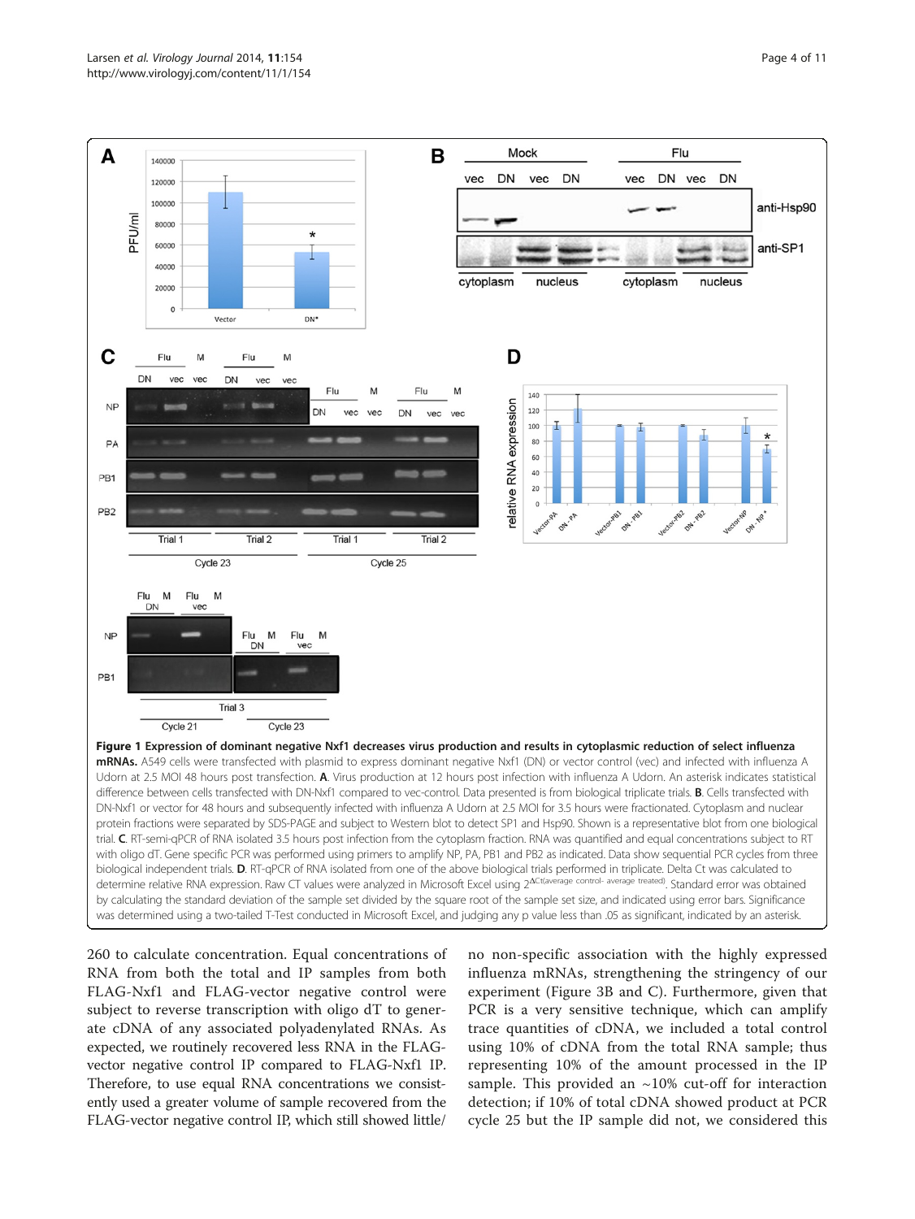**Figure 1 Expression of dominant negative Nxf1 decreases virus production and results in cytoplasmic reduction of select influenza mRNAs.** A549 cells were transfected with plasmid to express dominant negative Nxf1 (DN) or vector control (vec) and infected with influenza A Udorn at 2.5 MOI 48 hours post transfection. **A**. Virus production at 12 hours post infection with influenza A Udorn. An asterisk indicates statistical difference between cells transfected with DN-Nxf1 compared to vec-control. Data presented is from biological triplicate trials. **B**. Cells transfected with DN-Nxf1 or vector for 48 hours and subsequently infected with influenza A Udorn at 2.5 MOI for 3.5 hours were fractionated. Cytoplasm and nuclear protein fractions were separated by SDS-PAGE and subject to Western blot to detect SP1 and Hsp90. Shown is a representative blot from one biological trial. **C**. RT-semi-qPCR of RNA isolated 3.5 hours post infection from the cytoplasm fraction. RNA was quantified and equal concentrations subject to RT with oligo dT. Gene specific PCR was performed using primers to amplify NP, PA, PB1 and PB2 as indicated. Data show sequential PCR cycles from three biological independent trials. **D**. RT-qPCR of RNA isolated from one of the above biological trials performed in triplicate. Delta Ct was calculated to determine relative RNA expression. Raw CT values were analyzed in Microsoft Excel using $2^{\Delta Ct(\text{average control- average treated})}$. Standard error was obtained by calculating the standard deviation of the sample set divided by the square root of the sample set size, and indicated using error bars. Significance was determined using a two-tailed T-Test conducted in Microsoft Excel, and judging any p value less than .05 as significant, indicated by an asterisk.

260 to calculate concentration. Equal concentrations of RNA from both the total and IP samples from both FLAG-Nxf1 and FLAG-vector negative control were subject to reverse transcription with oligo dT to generate cDNA of any associated polyadenylated RNAs. As expected, we routinely recovered less RNA in the FLAG-vector negative control IP compared to FLAG-Nxf1 IP. Therefore, to use equal RNA concentrations we consistently used a greater volume of sample recovered from the FLAG-vector negative control IP, which still showed little/no non-specific association with the highly expressed influenza mRNAs, strengthening the stringency of our experiment (Figure 3B and C). Furthermore, given that PCR is a very sensitive technique, which can amplify trace quantities of cDNA, we included a total control using 10% of cDNA from the total RNA sample; thus representing 10% of the amount processed in the IP sample. This provided an ~10% cut-off for interaction detection; if 10% of total cDNA showed product at PCR cycle 25 but the IP sample did not, we considered this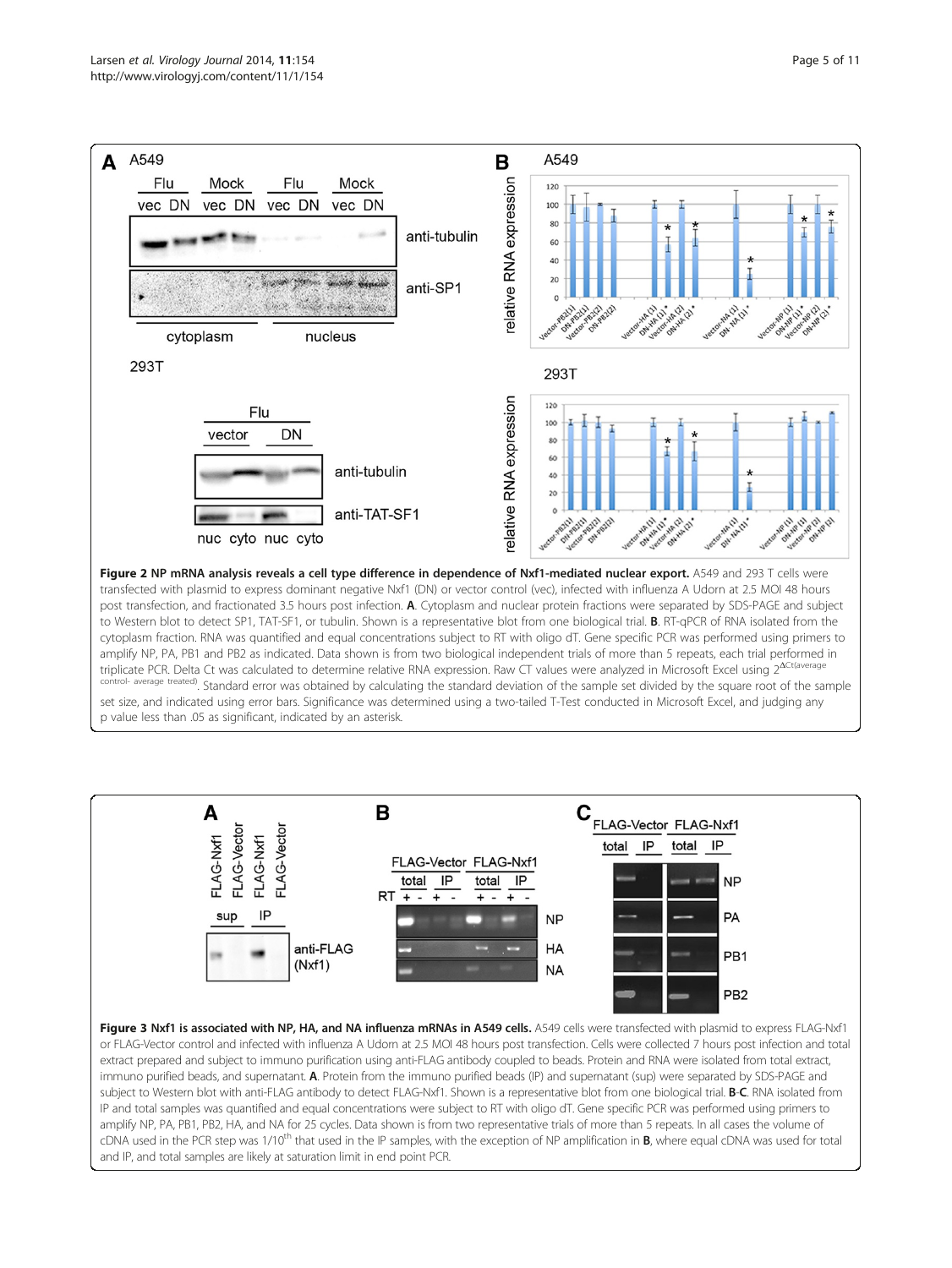**Figure 2 NP mRNA analysis reveals a cell type difference in dependence of Nxf1-mediated nuclear export.** A549 and 293 T cells were transfected with plasmid to express dominant negative Nxf1 (DN) or vector control (vec), infected with influenza A Udorn at 2.5 MOI 48 hours post transfection, and fractionated 3.5 hours post infection. **A**. Cytoplasm and nuclear protein fractions were separated by SDS-PAGE and subject to Western blot to detect SP1, TAT-SF1, or tubulin. Shown is a representative blot from one biological trial. **B**. RT-qPCR of RNA isolated from the cytoplasm fraction. RNA was quantified and equal concentrations subject to RT with oligo dT. Gene specific PCR was performed using primers to amplify NP, PA, PB1 and PB2 as indicated. Data shown is from two biological independent trials of more than 5 repeats, each trial performed in triplicate PCR. Delta Ct was calculated to determine relative RNA expression. Raw CT values were analyzed in Microsoft Excel using $2^{\Delta Ct(\text{average control- average treated})}$. Standard error was obtained by calculating the standard deviation of the sample set divided by the square root of the sample set size, and indicated using error bars. Significance was determined using a two-tailed T-Test conducted in Microsoft Excel, and judging any p value less than .05 as significant, indicated by an asterisk.

**Figure 3 Nxf1 is associated with NP, HA, and NA influenza mRNAs in A549 cells.** A549 cells were transfected with plasmid to express FLAG-Nxf1 or FLAG-Vector control and infected with influenza A Udorn at 2.5 MOI 48 hours post transfection. Cells were collected 7 hours post infection and total extract prepared and subject to immuno purification using anti-FLAG antibody coupled to beads. Protein and RNA were isolated from total extract, immuno purified beads, and supernatant. **A**. Protein from the immuno purified beads (IP) and supernatant (sup) were separated by SDS-PAGE and subject to Western blot with anti-FLAG antibody to detect FLAG-Nxf1. Shown is a representative blot from one biological trial. **B-C**. RNA isolated from IP and total samples was quantified and equal concentrations were subject to RT with oligo dT. Gene specific PCR was performed using primers to amplify NP, PA, PB1, PB2, HA, and NA for 25 cycles. Data shown is from two representative trials of more than 5 repeats. In all cases the volume of cDNA used in the PCR step was 1/10[th] that used in the IP samples, with the exception of NP amplification in **B**, where equal cDNA was used for total and IP, and total samples are likely at saturation limit in end point PCR.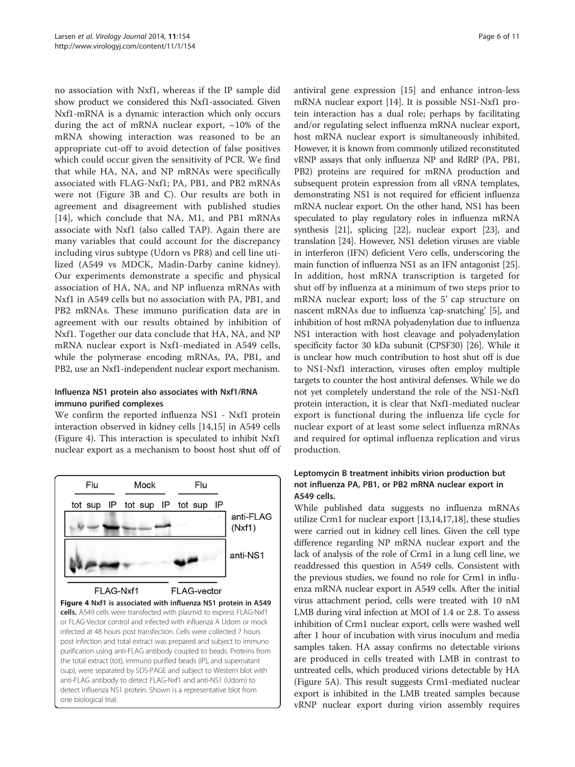no association with Nxf1, whereas if the IP sample did show product we considered this Nxf1-associated. Given Nxf1-mRNA is a dynamic interaction which only occurs during the act of mRNA nuclear export, ~10% of the mRNA showing interaction was reasoned to be an appropriate cut-off to avoid detection of false positives which could occur given the sensitivity of PCR. We find that while HA, NA, and NP mRNAs were specifically associated with FLAG-Nxf1; PA, PB1, and PB2 mRNAs were not (Figure 3B and C). Our results are both in agreement and disagreement with published studies [14], which conclude that NA, M1, and PB1 mRNAs associate with Nxf1 (also called TAP). Again there are many variables that could account for the discrepancy including virus subtype (Udorn vs PR8) and cell line utilized (A549 vs MDCK, Madin-Darby canine kidney). Our experiments demonstrate a specific and physical association of HA, NA, and NP influenza mRNAs with Nxf1 in A549 cells but no association with PA, PB1, and PB2 mRNAs. These immuno purification data are in agreement with our results obtained by inhibition of Nxf1. Together our data conclude that HA, NA, and NP mRNA nuclear export is Nxf1-mediated in A549 cells, while the polymerase encoding mRNAs, PA, PB1, and PB2, use an Nxf1-independent nuclear export mechanism.

### Influenza NS1 protein also associates with Nxf1/RNA immuno purified complexes

We confirm the reported influenza NS1 - Nxf1 protein interaction observed in kidney cells [14,15] in A549 cells (Figure 4). This interaction is speculated to inhibit Nxf1 nuclear export as a mechanism to boost host shut off of antiviral gene expression [15] and enhance intron-less mRNA nuclear export [14]. It is possible NS1-Nxf1 protein interaction has a dual role; perhaps by facilitating and/or regulating select influenza mRNA nuclear export, host mRNA nuclear export is simultaneously inhibited. However, it is known from commonly utilized reconstituted vRNP assays that only influenza NP and RdRP (PA, PB1, PB2) proteins are required for mRNA production and subsequent protein expression from all vRNA templates, demonstrating NS1 is not required for efficient influenza mRNA nuclear export. On the other hand, NS1 has been speculated to play regulatory roles in influenza mRNA synthesis [21], splicing [22], nuclear export [23], and translation [24]. However, NS1 deletion viruses are viable in interferon (IFN) deficient Vero cells, underscoring the main function of influenza NS1 as an IFN antagonist [25]. In addition, host mRNA transcription is targeted for shut off by influenza at a minimum of two steps prior to mRNA nuclear export; loss of the 5' cap structure on nascent mRNAs due to influenza 'cap-snatching' [5], and inhibition of host mRNA polyadenylation due to influenza NS1 interaction with host cleavage and polyadenylation specificity factor 30 kDa subunit (CPSF30) [26]. While it is unclear how much contribution to host shut off is due to NS1-Nxf1 interaction, viruses often employ multiple targets to counter the host antiviral defenses. While we do not yet completely understand the role of the NS1-Nxf1 protein interaction, it is clear that Nxf1-mediated nuclear export is functional during the influenza life cycle for nuclear export of at least some select influenza mRNAs and required for optimal influenza replication and virus production.

**Figure 4 Nxf1 is associated with influenza NS1 protein in A549 cells.** A549 cells were transfected with plasmid to express FLAG-Nxf1 or FLAG-Vector control and infected with influenza A Udorn or mock infected at 48 hours post transfection. Cells were collected 7 hours post infection and total extract was prepared and subject to immuno purification using anti-FLAG antibody coupled to beads. Proteins from the total extract (tot), immuno purified beads (IP), and supernatant (sup), were separated by SDS-PAGE and subject to Western blot with anti-FLAG antibody to detect FLAG-Nxf1 and anti-NS1 (Udorn) to detect influenza NS1 protein. Shown is a representative blot from one biological trial.

### Leptomycin B treatment inhibits virion production but not influenza PA, PB1, or PB2 mRNA nuclear export in A549 cells.

While published data suggests no influenza mRNAs utilize Crm1 for nuclear export [13,14,17,18], these studies were carried out in kidney cell lines. Given the cell type difference regarding NP mRNA nuclear export and the lack of analysis of the role of Crm1 in a lung cell line, we readdressed this question in A549 cells. Consistent with the previous studies, we found no role for Crm1 in influenza mRNA nuclear export in A549 cells. After the initial virus attachment period, cells were treated with 10 nM LMB during viral infection at MOI of 1.4 or 2.8. To assess inhibition of Crm1 nuclear export, cells were washed well after 1 hour of incubation with virus inoculum and media samples taken. HA assay confirms no detectable virions are produced in cells treated with LMB in contrast to untreated cells, which produced virions detectable by HA (Figure 5A). This result suggests Crm1-mediated nuclear export is inhibited in the LMB treated samples because vRNP nuclear export during virion assembly requires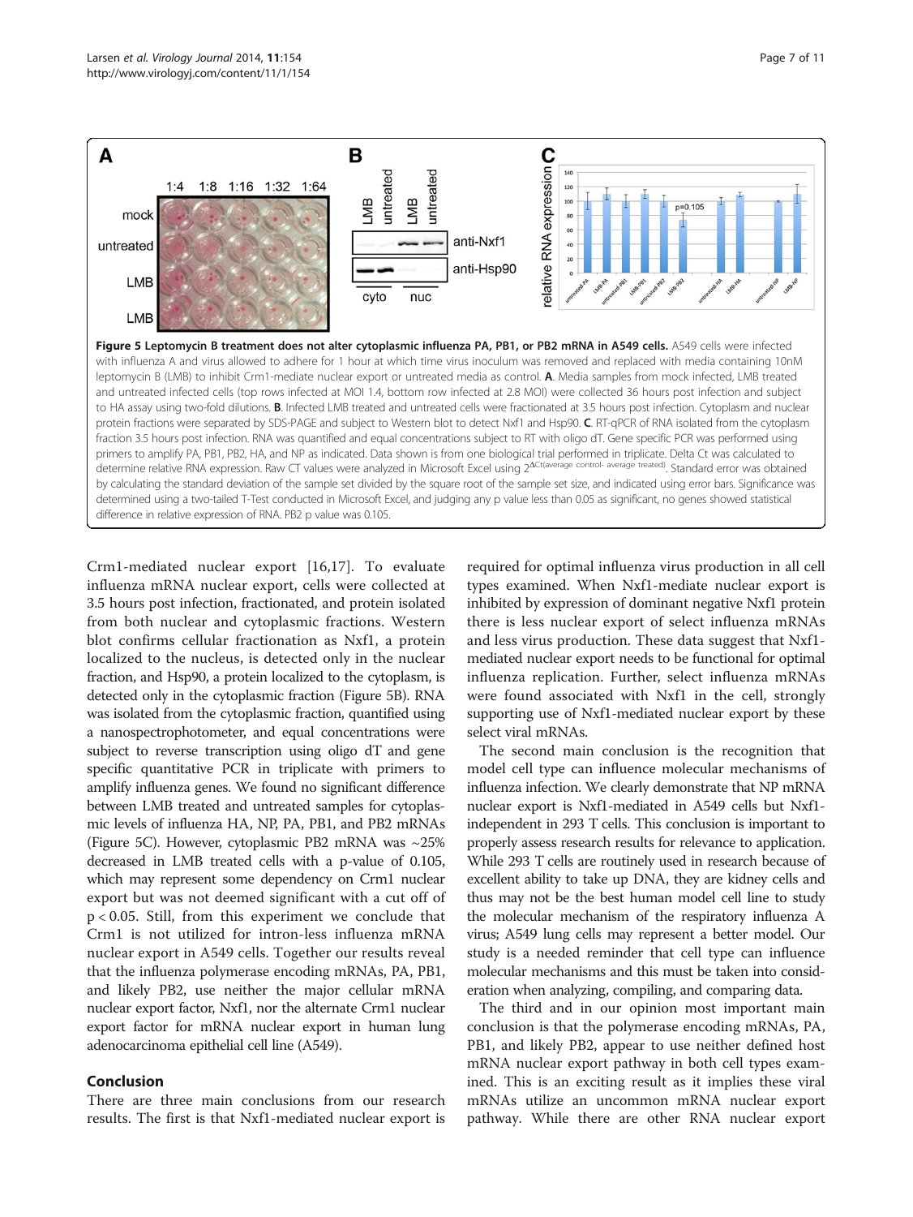**Figure 5 Leptomycin B treatment does not alter cytoplasmic influenza PA, PB1, or PB2 mRNA in A549 cells.** A549 cells were infected with influenza A and virus allowed to adhere for 1 hour at which time virus inoculum was removed and replaced with media containing 10nM leptomycin B (LMB) to inhibit Crm1-mediate nuclear export or untreated media as control. **A**. Media samples from mock infected, LMB treated and untreated infected cells (top rows infected at MOI 1.4, bottom row infected at 2.8 MOI) were collected 36 hours post infection and subject to HA assay using two-fold dilutions. **B**. Infected LMB treated and untreated cells were fractionated at 3.5 hours post infection. Cytoplasm and nuclear protein fractions were separated by SDS-PAGE and subject to Western blot to detect Nxf1 and Hsp90. **C**. RT-qPCR of RNA isolated from the cytoplasm fraction 3.5 hours post infection. RNA was quantified and equal concentrations subject to RT with oligo dT. Gene specific PCR was performed using primers to amplify PA, PB1, PB2, HA, and NP as indicated. Data shown is from one biological trial performed in triplicate. Delta Ct was calculated to determine relative RNA expression. Raw CT values were analyzed in Microsoft Excel using $2^{\Delta Ct(\text{average control- average treated})}$. Standard error was obtained by calculating the standard deviation of the sample set divided by the square root of the sample set size, and indicated using error bars. Significance was determined using a two-tailed T-Test conducted in Microsoft Excel, and judging any p value less than 0.05 as significant, no genes showed statistical difference in relative expression of RNA. PB2 p value was 0.105.

Crm1-mediated nuclear export [16,17]. To evaluate influenza mRNA nuclear export, cells were collected at 3.5 hours post infection, fractionated, and protein isolated from both nuclear and cytoplasmic fractions. Western blot confirms cellular fractionation as Nxf1, a protein localized to the nucleus, is detected only in the nuclear fraction, and Hsp90, a protein localized to the cytoplasm, is detected only in the cytoplasmic fraction (Figure 5B). RNA was isolated from the cytoplasmic fraction, quantified using a nanospectrophotometer, and equal concentrations were subject to reverse transcription using oligo dT and gene specific quantitative PCR in triplicate with primers to amplify influenza genes. We found no significant difference between LMB treated and untreated samples for cytoplasmic levels of influenza HA, NP, PA, PB1, and PB2 mRNAs (Figure 5C). However, cytoplasmic PB2 mRNA was ~25% decreased in LMB treated cells with a p-value of 0.105, which may represent some dependency on Crm1 nuclear export but was not deemed significant with a cut off of $p < 0.05$. Still, from this experiment we conclude that Crm1 is not utilized for intron-less influenza mRNA nuclear export in A549 cells. Together our results reveal that the influenza polymerase encoding mRNAs, PA, PB1, and likely PB2, use neither the major cellular mRNA nuclear export factor, Nxf1, nor the alternate Crm1 nuclear export factor for mRNA nuclear export in human lung adenocarcinoma epithelial cell line (A549).

## Conclusion

There are three main conclusions from our research results. The first is that Nxf1-mediated nuclear export is required for optimal influenza virus production in all cell types examined. When Nxf1-mediate nuclear export is inhibited by expression of dominant negative Nxf1 protein there is less nuclear export of select influenza mRNAs and less virus production. These data suggest that Nxf1-mediated nuclear export needs to be functional for optimal influenza replication. Further, select influenza mRNAs were found associated with Nxf1 in the cell, strongly supporting use of Nxf1-mediated nuclear export by these select viral mRNAs.

The second main conclusion is the recognition that model cell type can influence molecular mechanisms of influenza infection. We clearly demonstrate that NP mRNA nuclear export is Nxf1-mediated in A549 cells but Nxf1-independent in 293 T cells. This conclusion is important to properly assess research results for relevance to application. While 293 T cells are routinely used in research because of excellent ability to take up DNA, they are kidney cells and thus may not be the best human model cell line to study the molecular mechanism of the respiratory influenza A virus; A549 lung cells may represent a better model. Our study is a needed reminder that cell type can influence molecular mechanisms and this must be taken into consideration when analyzing, compiling, and comparing data.

The third and in our opinion most important main conclusion is that the polymerase encoding mRNAs, PA, PB1, and likely PB2, appear to use neither defined host mRNA nuclear export pathway in both cell types examined. This is an exciting result as it implies these viral mRNAs utilize an uncommon mRNA nuclear export pathway. While there are other RNA nuclear export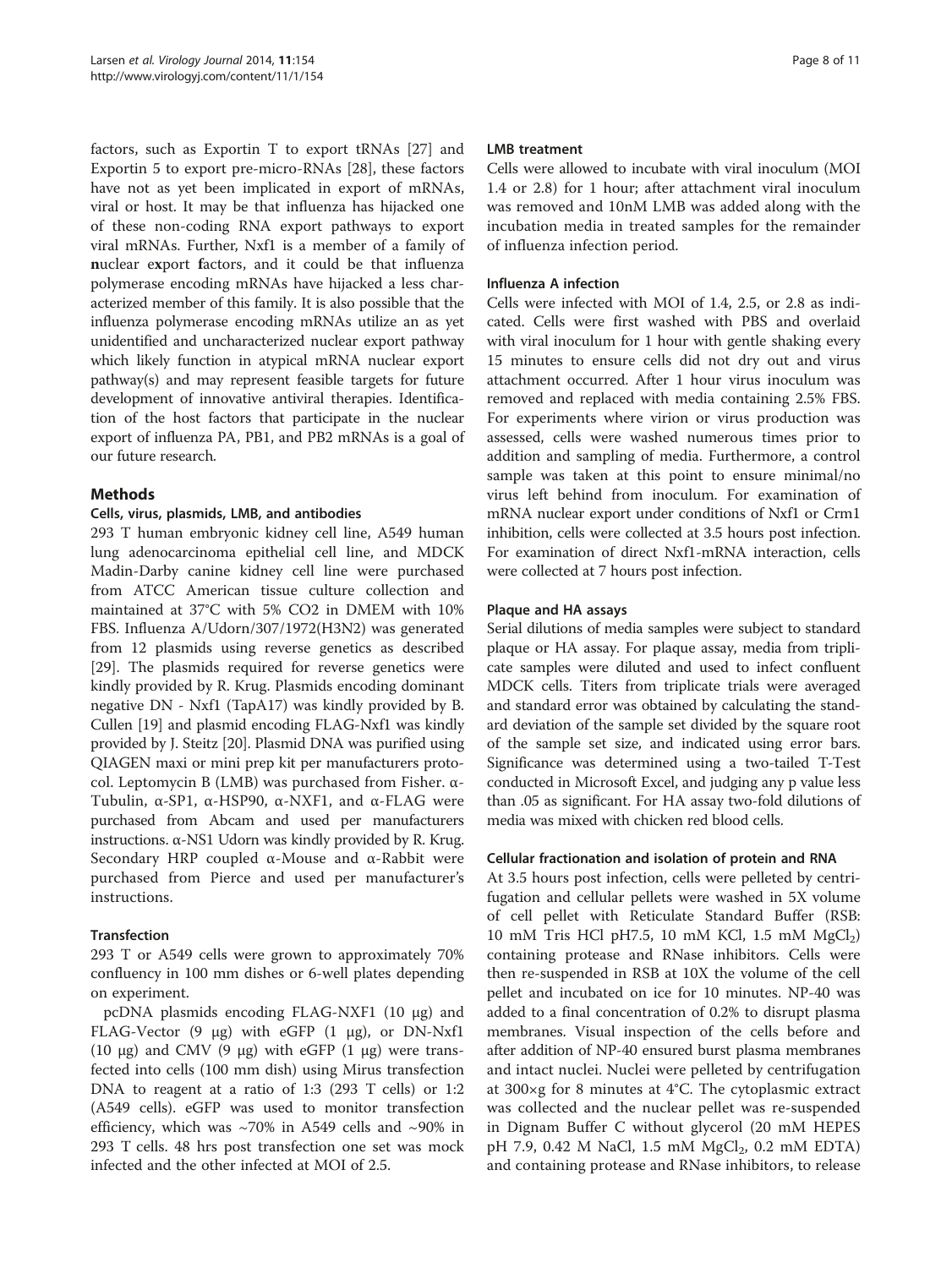factors, such as Exportin T to export tRNAs [27] and Exportin 5 to export pre-micro-RNAs [28], these factors have not as yet been implicated in export of mRNAs, viral or host. It may be that influenza has hijacked one of these non-coding RNA export pathways to export viral mRNAs. Further, Nxf1 is a member of a family of **n**uclear e**x**port **f**actors, and it could be that influenza polymerase encoding mRNAs have hijacked a less characterized member of this family. It is also possible that the influenza polymerase encoding mRNAs utilize an as yet unidentified and uncharacterized nuclear export pathway which likely function in atypical mRNA nuclear export pathway(s) and may represent feasible targets for future development of innovative antiviral therapies. Identification of the host factors that participate in the nuclear export of influenza PA, PB1, and PB2 mRNAs is a goal of our future research.

## Methods

### Cells, virus, plasmids, LMB, and antibodies

293 T human embryonic kidney cell line, A549 human lung adenocarcinoma epithelial cell line, and MDCK Madin-Darby canine kidney cell line were purchased from ATCC American tissue culture collection and maintained at 37°C with 5% $CO_2$ in DMEM with 10% FBS. Influenza A/Udorn/307/1972(H3N2) was generated from 12 plasmids using reverse genetics as described [29]. The plasmids required for reverse genetics were kindly provided by R. Krug. Plasmids encoding dominant negative DN - Nxf1 (TapA17) was kindly provided by B. Cullen [19] and plasmid encoding FLAG-Nxf1 was kindly provided by J. Steitz [20]. Plasmid DNA was purified using QIAGEN maxi or mini prep kit per manufacturers protocol. Leptomycin B (LMB) was purchased from Fisher. α-Tubulin, α-SP1, α-HSP90, α-NXF1, and α-FLAG were purchased from Abcam and used per manufacturers instructions. α-NS1 Udorn was kindly provided by R. Krug. Secondary HRP coupled α-Mouse and α-Rabbit were purchased from Pierce and used per manufacturer's instructions.

### Transfection

293 T or A549 cells were grown to approximately 70% confluency in 100 mm dishes or 6-well plates depending on experiment.

pcDNA plasmids encoding FLAG-NXF1 (10 μg) and FLAG-Vector (9 μg) with eGFP (1 μg), or DN-Nxf1 (10 μg) and CMV (9 μg) with eGFP (1 μg) were transfected into cells (100 mm dish) using Mirus transfection DNA to reagent at a ratio of 1:3 (293 T cells) or 1:2 (A549 cells). eGFP was used to monitor transfection efficiency, which was ~70% in A549 cells and ~90% in 293 T cells. 48 hrs post transfection one set was mock infected and the other infected at MOI of 2.5.

### LMB treatment

Cells were allowed to incubate with viral inoculum (MOI 1.4 or 2.8) for 1 hour; after attachment viral inoculum was removed and 10nM LMB was added along with the incubation media in treated samples for the remainder of influenza infection period.

### Influenza A infection

Cells were infected with MOI of 1.4, 2.5, or 2.8 as indicated. Cells were first washed with PBS and overlaid with viral inoculum for 1 hour with gentle shaking every 15 minutes to ensure cells did not dry out and virus attachment occurred. After 1 hour virus inoculum was removed and replaced with media containing 2.5% FBS. For experiments where virion or virus production was assessed, cells were washed numerous times prior to addition and sampling of media. Furthermore, a control sample was taken at this point to ensure minimal/no virus left behind from inoculum. For examination of mRNA nuclear export under conditions of Nxf1 or Crm1 inhibition, cells were collected at 3.5 hours post infection. For examination of direct Nxf1-mRNA interaction, cells were collected at 7 hours post infection.

### Plaque and HA assays

Serial dilutions of media samples were subject to standard plaque or HA assay. For plaque assay, media from triplicate samples were diluted and used to infect confluent MDCK cells. Titers from triplicate trials were averaged and standard error was obtained by calculating the standard deviation of the sample set divided by the square root of the sample set size, and indicated using error bars. Significance was determined using a two-tailed T-Test conducted in Microsoft Excel, and judging any p value less than .05 as significant. For HA assay two-fold dilutions of media was mixed with chicken red blood cells.

### Cellular fractionation and isolation of protein and RNA

At 3.5 hours post infection, cells were pelleted by centrifugation and cellular pellets were washed in 5X volume of cell pellet with Reticulate Standard Buffer (RSB: 10 mM Tris HCl pH7.5, 10 mM KCl, 1.5 mM $MgCl_2$) containing protease and RNase inhibitors. Cells were then re-suspended in RSB at 10X the volume of the cell pellet and incubated on ice for 10 minutes. NP-40 was added to a final concentration of 0.2% to disrupt plasma membranes. Visual inspection of the cells before and after addition of NP-40 ensured burst plasma membranes and intact nuclei. Nuclei were pelleted by centrifugation at 300×g for 8 minutes at 4°C. The cytoplasmic extract was collected and the nuclear pellet was re-suspended in Dignam Buffer C without glycerol (20 mM HEPES pH 7.9, 0.42 M NaCl, 1.5 mM $MgCl_2$, 0.2 mM EDTA) and containing protease and RNase inhibitors, to release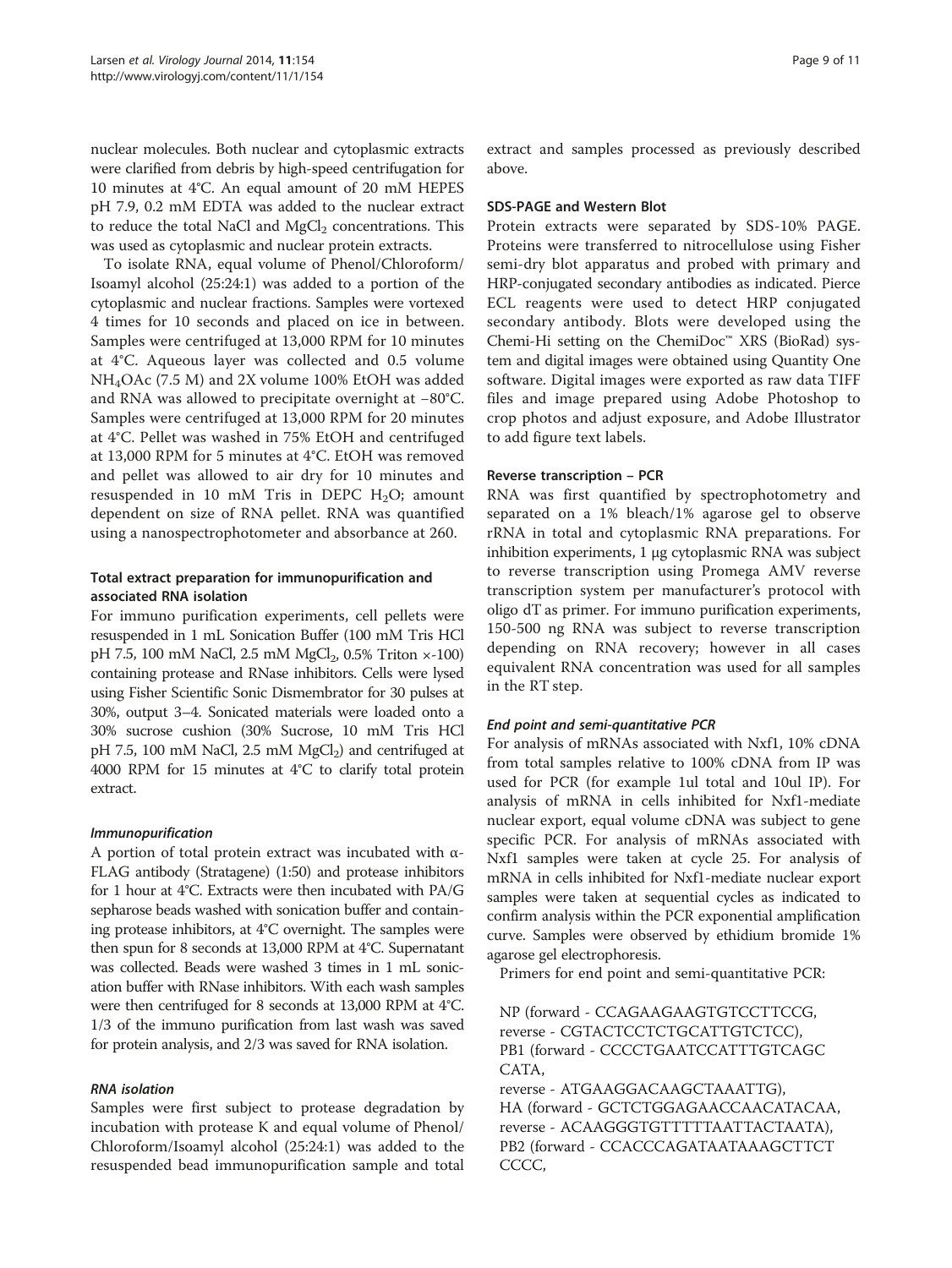nuclear molecules. Both nuclear and cytoplasmic extracts were clarified from debris by high-speed centrifugation for 10 minutes at 4°C. An equal amount of 20 mM HEPES pH 7.9, 0.2 mM EDTA was added to the nuclear extract to reduce the total NaCl and $MgCl_2$ concentrations. This was used as cytoplasmic and nuclear protein extracts.

To isolate RNA, equal volume of Phenol/Chloroform/Isoamyl alcohol (25:24:1) was added to a portion of the cytoplasmic and nuclear fractions. Samples were vortexed 4 times for 10 seconds and placed on ice in between. Samples were centrifuged at 13,000 RPM for 10 minutes at 4°C. Aqueous layer was collected and 0.5 volume $NH_4OAc$ (7.5 M) and 2X volume 100% EtOH was added and RNA was allowed to precipitate overnight at −80°C. Samples were centrifuged at 13,000 RPM for 20 minutes at 4°C. Pellet was washed in 75% EtOH and centrifuged at 13,000 RPM for 5 minutes at 4°C. EtOH was removed and pellet was allowed to air dry for 10 minutes and resuspended in 10 mM Tris in DEPC $H_2O$; amount dependent on size of RNA pellet. RNA was quantified using a nanospectrophotometer and absorbance at 260.

### Total extract preparation for immunopurification and associated RNA isolation

For immuno purification experiments, cell pellets were resuspended in 1 mL Sonication Buffer (100 mM Tris HCl pH 7.5, 100 mM NaCl, 2.5 mM $MgCl_2$, 0.5% Triton ×-100) containing protease and RNase inhibitors. Cells were lysed using Fisher Scientific Sonic Dismembrator for 30 pulses at 30%, output 3–4. Sonicated materials were loaded onto a 30% sucrose cushion (30% Sucrose, 10 mM Tris HCl pH 7.5, 100 mM NaCl, 2.5 mM $MgCl_2$) and centrifuged at 4000 RPM for 15 minutes at 4°C to clarify total protein extract.

#### *Immunopurification*

A portion of total protein extract was incubated with α-FLAG antibody (Stratagene) (1:50) and protease inhibitors for 1 hour at 4°C. Extracts were then incubated with PA/G sepharose beads washed with sonication buffer and containing protease inhibitors, at 4°C overnight. The samples were then spun for 8 seconds at 13,000 RPM at 4°C. Supernatant was collected. Beads were washed 3 times in 1 mL sonication buffer with RNase inhibitors. With each wash samples were then centrifuged for 8 seconds at 13,000 RPM at 4°C. 1/3 of the immuno purification from last wash was saved for protein analysis, and 2/3 was saved for RNA isolation.

#### *RNA isolation*

Samples were first subject to protease degradation by incubation with protease K and equal volume of Phenol/Chloroform/Isoamyl alcohol (25:24:1) was added to the resuspended bead immunopurification sample and total extract and samples processed as previously described above.

### SDS-PAGE and Western Blot

Protein extracts were separated by SDS-10% PAGE. Proteins were transferred to nitrocellulose using Fisher semi-dry blot apparatus and probed with primary and HRP-conjugated secondary antibodies as indicated. Pierce ECL reagents were used to detect HRP conjugated secondary antibody. Blots were developed using the Chemi-Hi setting on the ChemiDoc™ XRS (BioRad) system and digital images were obtained using Quantity One software. Digital images were exported as raw data TIFF files and image prepared using Adobe Photoshop to crop photos and adjust exposure, and Adobe Illustrator to add figure text labels.

### Reverse transcription – PCR

RNA was first quantified by spectrophotometry and separated on a 1% bleach/1% agarose gel to observe rRNA in total and cytoplasmic RNA preparations. For inhibition experiments, 1 μg cytoplasmic RNA was subject to reverse transcription using Promega AMV reverse transcription system per manufacturer's protocol with oligo dT as primer. For immuno purification experiments, 150-500 ng RNA was subject to reverse transcription depending on RNA recovery; however in all cases equivalent RNA concentration was used for all samples in the RT step.

#### *End point and semi-quantitative PCR*

For analysis of mRNAs associated with Nxf1, 10% cDNA from total samples relative to 100% cDNA from IP was used for PCR (for example 1ul total and 10ul IP). For analysis of mRNA in cells inhibited for Nxf1-mediate nuclear export, equal volume cDNA was subject to gene specific PCR. For analysis of mRNAs associated with Nxf1 samples were taken at cycle 25. For analysis of mRNA in cells inhibited for Nxf1-mediate nuclear export samples were taken at sequential cycles as indicated to confirm analysis within the PCR exponential amplification curve. Samples were observed by ethidium bromide 1% agarose gel electrophoresis.

Primers for end point and semi-quantitative PCR:

NP (forward - CCAGAAGAAGTGTCCTTCCG,
reverse - CGTACTCCTCTGCATTGTCTCC),
PB1 (forward - CCCCTGAATCCATTTGTCAGCCATA,
reverse - ATGAAGGACAAGCTAAATTG),
HA (forward - GCTCTGGAGAACCAACATACAA,
reverse - ACAAGGGTGTTTTTAATTACTAATA),
PB2 (forward - CCACCCAGATAATAAAGCTTCTCCCC,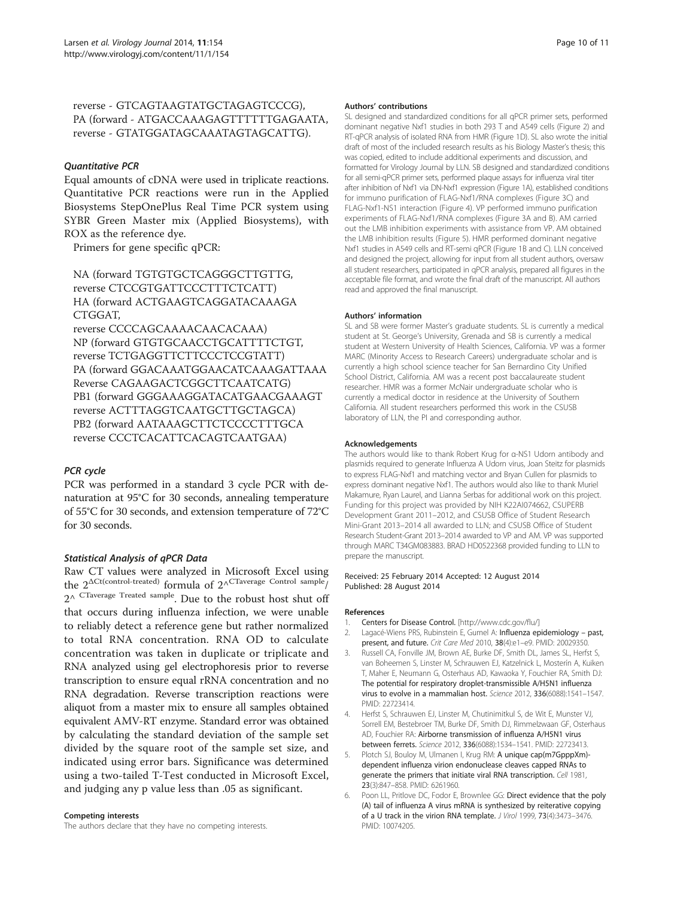reverse - GTCAGTAAGTATGCTAGAGTCCCG),
PA (forward - ATGACCAAAGAGTTTTTTGAGAATA,
reverse - GTATGGATAGCAAATAGTAGCATTG).

### Quantitative PCR

Equal amounts of cDNA were used in triplicate reactions. Quantitative PCR reactions were run in the Applied Biosystems StepOnePlus Real Time PCR system using SYBR Green Master mix (Applied Biosystems), with ROX as the reference dye.

Primers for gene specific qPCR:

NA (forward TGTGTGCTCAGGGCTTGTTG,
reverse CTCCGTGATTCCCTTTCTCATT)
HA (forward ACTGAAGTCAGGATACAAAGA CTGGAT,
reverse CCCCAGCAAAACAACACAAA)
NP (forward GTGTGCAACCTGCATTTTCTGT,
reverse TCTGAGGTTCTTCCCTCCGTATT)
PA (forward GGACAAATGGAACATCAAAGATTAAA
Reverse CAGAAGACTCGGCTTCAATCATG)
PB1 (forward GGGAAAGGATACATGAACGAAAGT
reverse ACTTTAGGTCAATGCTTGCTAGCA)
PB2 (forward AATAAAGCTTCTCCCCTTTGCA
reverse CCCTCACATTCACAGTCAATGAA)

### PCR cycle

PCR was performed in a standard 3 cycle PCR with denaturation at 95°C for 30 seconds, annealing temperature of 55°C for 30 seconds, and extension temperature of 72°C for 30 seconds.

### Statistical Analysis of qPCR Data

Raw CT values were analyzed in Microsoft Excel using the $2^{\Delta Ct(control-treated)}$ formula of $2^{\wedge CTaverage\ Control\ sample}/2^{\wedge\ CTaverage\ Treated\ sample}$. Due to the robust host shut off that occurs during influenza infection, we were unable to reliably detect a reference gene but rather normalized to total RNA concentration. RNA OD to calculate concentration was taken in duplicate or triplicate and RNA analyzed using gel electrophoresis prior to reverse transcription to ensure equal rRNA concentration and no RNA degradation. Reverse transcription reactions were aliquot from a master mix to ensure all samples obtained equivalent AMV-RT enzyme. Standard error was obtained by calculating the standard deviation of the sample set divided by the square root of the sample set size, and indicated using error bars. Significance was determined using a two-tailed T-Test conducted in Microsoft Excel, and judging any p value less than .05 as significant.

#### Competing interests

The authors declare that they have no competing interests.

#### Authors' contributions

SL designed and standardized conditions for all qPCR primer sets, performed dominant negative Nxf1 studies in both 293 T and A549 cells (Figure 2) and RT-qPCR analysis of isolated RNA from HMR (Figure 1D). SL also wrote the initial draft of most of the included research results as his Biology Master's thesis; this was copied, edited to include additional experiments and discussion, and formatted for Virology Journal by LLN. SB designed and standardized conditions for all semi-qPCR primer sets, performed plaque assays for influenza viral titer after inhibition of Nxf1 via DN-Nxf1 expression (Figure 1A), established conditions for immuno purification of FLAG-Nxf1/RNA complexes (Figure 3C) and FLAG-Nxf1-NS1 interaction (Figure 4). VP performed immuno purification experiments of FLAG-Nxf1/RNA complexes (Figure 3A and B). AM carried out the LMB inhibition experiments with assistance from VP. AM obtained the LMB inhibition results (Figure 5). HMR performed dominant negative Nxf1 studies in A549 cells and RT-semi qPCR (Figure 1B and C). LLN conceived and designed the project, allowing for input from all student authors, oversaw all student researchers, participated in qPCR analysis, prepared all figures in the acceptable file format, and wrote the final draft of the manuscript. All authors read and approved the final manuscript.

#### Authors' information

SL and SB were former Master's graduate students. SL is currently a medical student at St. George's University, Grenada and SB is currently a medical student at Western University of Health Sciences, California. VP was a former MARC (Minority Access to Research Careers) undergraduate scholar and is currently a high school science teacher for San Bernardino City Unified School District, California. AM was a recent post baccalaureate student researcher. HMR was a former McNair undergraduate scholar who is currently a medical doctor in residence at the University of Southern California. All student researchers performed this work in the CSUSB laboratory of LLN, the PI and corresponding author.

#### Acknowledgements

The authors would like to thank Robert Krug for α-NS1 Udorn antibody and plasmids required to generate Influenza A Udorn virus, Joan Steitz for plasmids to express FLAG-Nxf1 and matching vector and Bryan Cullen for plasmids to express dominant negative Nxf1. The authors would also like to thank Muriel Makamure, Ryan Laurel, and Lianna Serbas for additional work on this project. Funding for this project was provided by NIH K22AI074662, CSUPERB Development Grant 2011–2012, and CSUSB Office of Student Research Mini-Grant 2013–2014 all awarded to LLN; and CSUSB Office of Student Research Student-Grant 2013–2014 awarded to VP and AM. VP was supported through MARC T34GM083883. BRAD HD0522368 provided funding to LLN to prepare the manuscript.

Received: 25 February 2014 Accepted: 12 August 2014
Published: 28 August 2014

#### References

1. Centers for Disease Control. [http://www.cdc.gov/flu/]
2. Lagacé-Wiens PRS, Rubinstein E, Gumel A: **Influenza epidemiology – past, present, and future.** *Crit Care Med* 2010, **38**(4):e1–e9. PMID: 20029350.
3. Russell CA, Fonville JM, Brown AE, Burke DF, Smith DL, James SL, Herfst S, van Boheemen S, Linster M, Schrauwen EJ, Katzelnick L, Mosterín A, Kuiken T, Maher E, Neumann G, Osterhaus AD, Kawaoka Y, Fouchier RA, Smith DJ: **The potential for respiratory droplet-transmissible A/H5N1 influenza virus to evolve in a mammalian host.** *Science* 2012, **336**(6088):1541–1547. PMID: 22723414.
4. Herfst S, Schrauwen EJ, Linster M, Chutinimitkul S, de Wit E, Munster VJ, Sorrell EM, Bestebroer TM, Burke DF, Smith DJ, Rimmelzwaan GF, Osterhaus AD, Fouchier RA: **Airborne transmission of influenza A/H5N1 virus between ferrets.** *Science* 2012, **336**(6088):1534–1541. PMID: 22723413.
5. Plotch SJ, Bouloy M, Ulmanen I, Krug RM: **A unique cap(m7GpppXm)-dependent influenza virion endonuclease cleaves capped RNAs to generate the primers that initiate viral RNA transcription.** *Cell* 1981, **23**(3):847–858. PMID: 6261960.
6. Poon LLL, Pritlove DC, Fodor E, Brownlee GG: **Direct evidence that the poly (A) tail of influenza A virus mRNA is synthesized by reiterative copying of a U track in the virion RNA template.** *J Virol* 1999, **73**(4):3473–3476. PMID: 10074205.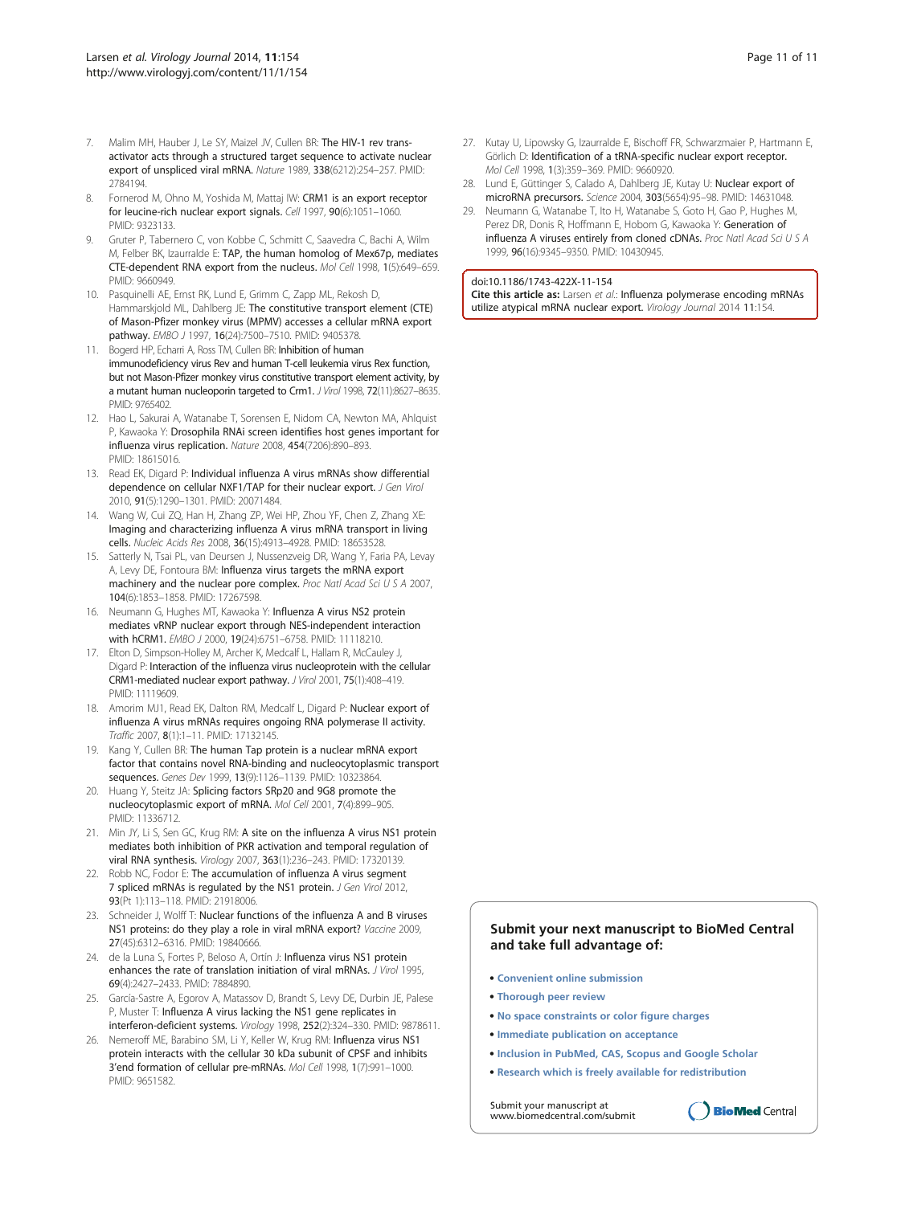7. Malim MH, Hauber J, Le SY, Maizel JV, Cullen BR: **The HIV-1 rev trans-activator acts through a structured target sequence to activate nuclear export of unspliced viral mRNA.** *Nature* 1989, **338**(6212):254–257. PMID: 2784194.
8. Fornerod M, Ohno M, Yoshida M, Mattaj IW: **CRM1 is an export receptor for leucine-rich nuclear export signals.** *Cell* 1997, **90**(6):1051–1060. PMID: 9323133.
9. Gruter P, Tabernero C, von Kobbe C, Schmitt C, Saavedra C, Bachi A, Wilm M, Felber BK, Izaurralde E: **TAP, the human homolog of Mex67p, mediates CTE-dependent RNA export from the nucleus.** *Mol Cell* 1998, **1**(5):649–659. PMID: 9660949.
10. Pasquinelli AE, Ernst RK, Lund E, Grimm C, Zapp ML, Rekosh D, Hammarskjold ML, Dahlberg JE: **The constitutive transport element (CTE) of Mason-Pfizer monkey virus (MPMV) accesses a cellular mRNA export pathway.** *EMBO J* 1997, **16**(24):7500–7510. PMID: 9405378.
11. Bogerd HP, Echarri A, Ross TM, Cullen BR: **Inhibition of human immunodeficiency virus Rev and human T-cell leukemia virus Rex function, but not Mason-Pfizer monkey virus constitutive transport element activity, by a mutant human nucleoporin targeted to Crm1.** *J Virol* 1998, **72**(11):8627–8635. PMID: 9765402.
12. Hao L, Sakurai A, Watanabe T, Sorensen E, Nidom CA, Newton MA, Ahlquist P, Kawaoka Y: **Drosophila RNAi screen identifies host genes important for influenza virus replication.** *Nature* 2008, **454**(7206):890–893. PMID: 18615016.
13. Read EK, Digard P: **Individual influenza A virus mRNAs show differential dependence on cellular NXF1/TAP for their nuclear export.** *J Gen Virol* 2010, **91**(5):1290–1301. PMID: 20071484.
14. Wang W, Cui ZQ, Han H, Zhang ZP, Wei HP, Zhou YF, Chen Z, Zhang XE: **Imaging and characterizing influenza A virus mRNA transport in living cells.** *Nucleic Acids Res* 2008, **36**(15):4913–4928. PMID: 18653528.
15. Satterly N, Tsai PL, van Deursen J, Nussenzveig DR, Wang Y, Faria PA, Levay A, Levy DE, Fontoura BM: **Influenza virus targets the mRNA export machinery and the nuclear pore complex.** *Proc Natl Acad Sci U S A* 2007, **104**(6):1853–1858. PMID: 17267598.
16. Neumann G, Hughes MT, Kawaoka Y: **Influenza A virus NS2 protein mediates vRNP nuclear export through NES-independent interaction with hCRM1.** *EMBO J* 2000, **19**(24):6751–6758. PMID: 11118210.
17. Elton D, Simpson-Holley M, Archer K, Medcalf L, Hallam R, McCauley J, Digard P: **Interaction of the influenza virus nucleoprotein with the cellular CRM1-mediated nuclear export pathway.** *J Virol* 2001, **75**(1):408–419. PMID: 11119609.
18. Amorim MJ1, Read EK, Dalton RM, Medcalf L, Digard P: **Nuclear export of influenza A virus mRNAs requires ongoing RNA polymerase II activity.** *Traffic* 2007, **8**(1):1–11. PMID: 17132145.
19. Kang Y, Cullen BR: **The human Tap protein is a nuclear mRNA export factor that contains novel RNA-binding and nucleocytoplasmic transport sequences.** *Genes Dev* 1999, **13**(9):1126–1139. PMID: 10323864.
20. Huang Y, Steitz JA: **Splicing factors SRp20 and 9G8 promote the nucleocytoplasmic export of mRNA.** *Mol Cell* 2001, **7**(4):899–905. PMID: 11336712.
21. Min JY, Li S, Sen GC, Krug RM: **A site on the influenza A virus NS1 protein mediates both inhibition of PKR activation and temporal regulation of viral RNA synthesis.** *Virology* 2007, **363**(1):236–243. PMID: 17320139.
22. Robb NC, Fodor E: **The accumulation of influenza A virus segment 7 spliced mRNAs is regulated by the NS1 protein.** *J Gen Virol* 2012, **93**(Pt 1):113–118. PMID: 21918006.
23. Schneider J, Wolff T: **Nuclear functions of the influenza A and B viruses NS1 proteins: do they play a role in viral mRNA export?** *Vaccine* 2009, **27**(45):6312–6316. PMID: 19840666.
24. de la Luna S, Fortes P, Beloso A, Ortín J: **Influenza virus NS1 protein enhances the rate of translation initiation of viral mRNAs.** *J Virol* 1995, **69**(4):2427–2433. PMID: 7884890.
25. García-Sastre A, Egorov A, Matassov D, Brandt S, Levy DE, Durbin JE, Palese P, Muster T: **Influenza A virus lacking the NS1 gene replicates in interferon-deficient systems.** *Virology* 1998, **252**(2):324–330. PMID: 9878611.
26. Nemeroff ME, Barabino SM, Li Y, Keller W, Krug RM: **Influenza virus NS1 protein interacts with the cellular 30 kDa subunit of CPSF and inhibits 3'end formation of cellular pre-mRNAs.** *Mol Cell* 1998, **1**(7):991–1000. PMID: 9651582.
27. Kutay U, Lipowsky G, Izaurralde E, Bischoff FR, Schwarzmaier P, Hartmann E, Görlich D: **Identification of a tRNA-specific nuclear export receptor.** *Mol Cell* 1998, **1**(3):359–369. PMID: 9660920.
28. Lund E, Güttinger S, Calado A, Dahlberg JE, Kutay U: **Nuclear export of microRNA precursors.** *Science* 2004, **303**(5654):95–98. PMID: 14631048.
29. Neumann G, Watanabe T, Ito H, Watanabe S, Goto H, Gao P, Hughes M, Perez DR, Donis R, Hoffmann E, Hobom G, Kawaoka Y: **Generation of influenza A viruses entirely from cloned cDNAs.** *Proc Natl Acad Sci U S A* 1999, **96**(16):9345–9350. PMID: 10430945.

doi:10.1186/1743-422X-11-154
**Cite this article as:** Larsen *et al.*: Influenza polymerase encoding mRNAs utilize atypical mRNA nuclear export. *Virology Journal* 2014 **11**:154.

**Submit your next manuscript to BioMed Central and take full advantage of:**

- **Convenient online submission**
- **Thorough peer review**
- **No space constraints or color figure charges**
- **Immediate publication on acceptance**
- **Inclusion in PubMed, CAS, Scopus and Google Scholar**
- **Research which is freely available for redistribution**

Submit your manuscript at
www.biomedcentral.com/submit

BioMed Central